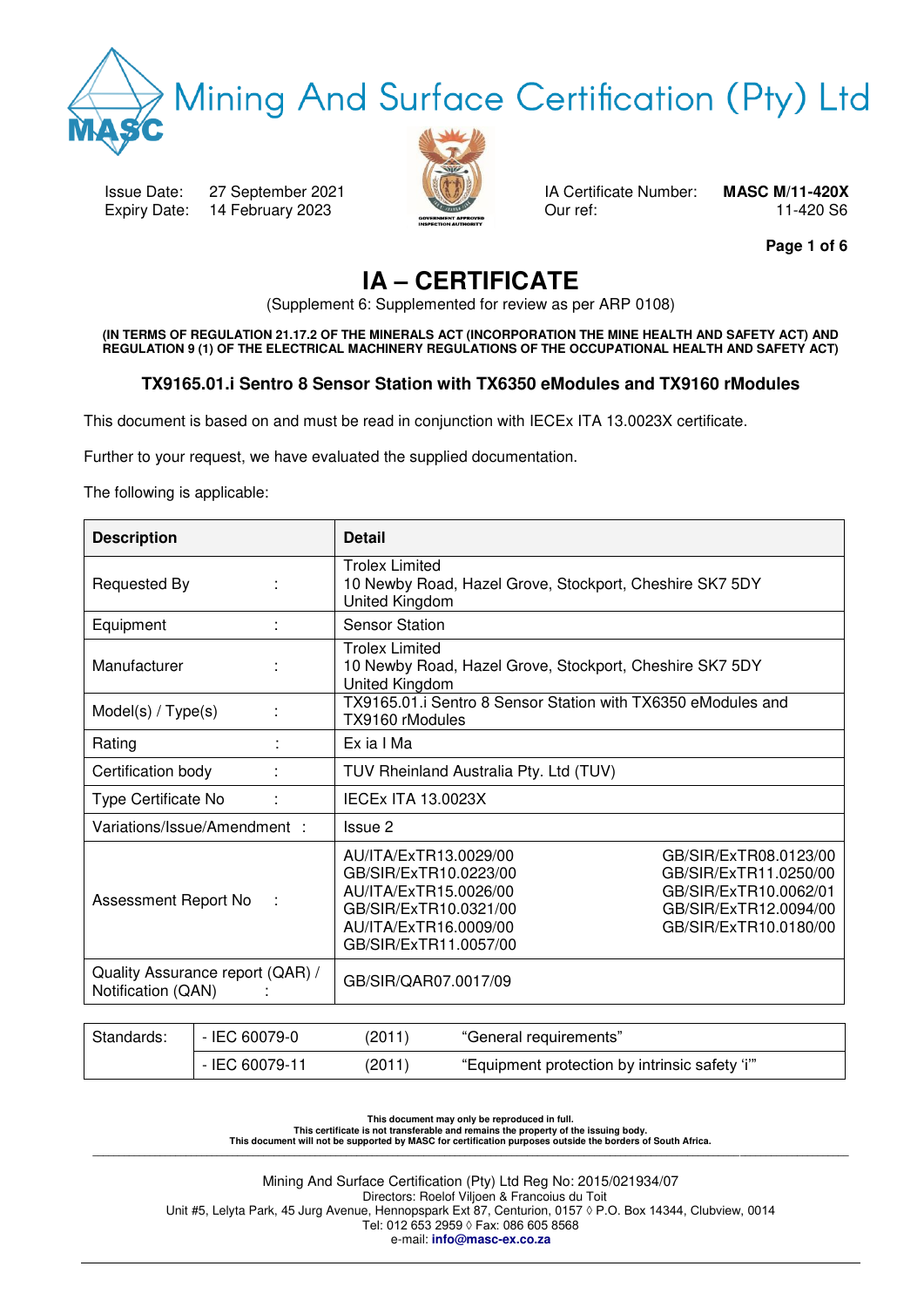# Mining And Surface Certification (Pty) Ltd

Issue Date: 27 September 2021
Expiry Date: 14 February 2023

IA Certificate Number: **MASC M/11-420X**
Our ref: 11-420 S6

# IA – CERTIFICATE

(Supplement 6: Supplemented for review as per ARP 0108)

**(IN TERMS OF REGULATION 21.17.2 OF THE MINERALS ACT (INCORPORATION THE MINE HEALTH AND SAFETY ACT) AND REGULATION 9 (1) OF THE ELECTRICAL MACHINERY REGULATIONS OF THE OCCUPATIONAL HEALTH AND SAFETY ACT)**

### TX9165.01.i Sentro 8 Sensor Station with TX6350 eModules and TX9160 rModules

This document is based on and must be read in conjunction with IECEx ITA 13.0023X certificate.

Further to your request, we have evaluated the supplied documentation.

The following is applicable:

| **Description** | **Detail** |
|---|---|
| Requested By : | Trolex Limited<br>10 Newby Road, Hazel Grove, Stockport, Cheshire SK7 5DY<br>United Kingdom |
| Equipment : | Sensor Station |
| Manufacturer : | Trolex Limited<br>10 Newby Road, Hazel Grove, Stockport, Cheshire SK7 5DY<br>United Kingdom |
| Model(s) / Type(s) : | TX9165.01.i Sentro 8 Sensor Station with TX6350 eModules and TX9160 rModules |
| Rating : | Ex ia I Ma |
| Certification body : | TUV Rheinland Australia Pty. Ltd (TUV) |
| Type Certificate No : | IECEx ITA 13.0023X |
| Variations/Issue/Amendment : | Issue 2 |
| Assessment Report No : | AU/ITA/ExTR13.0029/00<br>GB/SIR/ExTR10.0223/00<br>AU/ITA/ExTR15.0026/00<br>GB/SIR/ExTR10.0321/00<br>AU/ITA/ExTR16.0009/00<br>GB/SIR/ExTR11.0057/00<br>GB/SIR/ExTR08.0123/00<br>GB/SIR/ExTR11.0250/00<br>GB/SIR/ExTR10.0062/01<br>GB/SIR/ExTR12.0094/00<br>GB/SIR/ExTR10.0180/00 |
| Quality Assurance report (QAR) / Notification (QAN) : | GB/SIR/QAR07.0017/09 |

| Standards: | | | |
|---|---|---|---|
| | - IEC 60079-0 | (2011) | “General requirements” |
| | - IEC 60079-11 | (2011) | “Equipment protection by intrinsic safety ‘i’” |

**This document may only be reproduced in full.**
**This certificate is not transferable and remains the property of the issuing body.**
**This document will not be supported by MASC for certification purposes outside the borders of South Africa.**

Mining And Surface Certification (Pty) Ltd Reg No: 2015/021934/07
Directors: Roelof Viljoen & Francoius du Toit
Unit #5, Lelyta Park, 45 Jurg Avenue, Hennopspark Ext 87, Centurion, 0157 ◊ P.O. Box 14344, Clubview, 0014
Tel: 012 653 2959 ◊ Fax: 086 605 8568
e-mail: **info@masc-ex.co.za**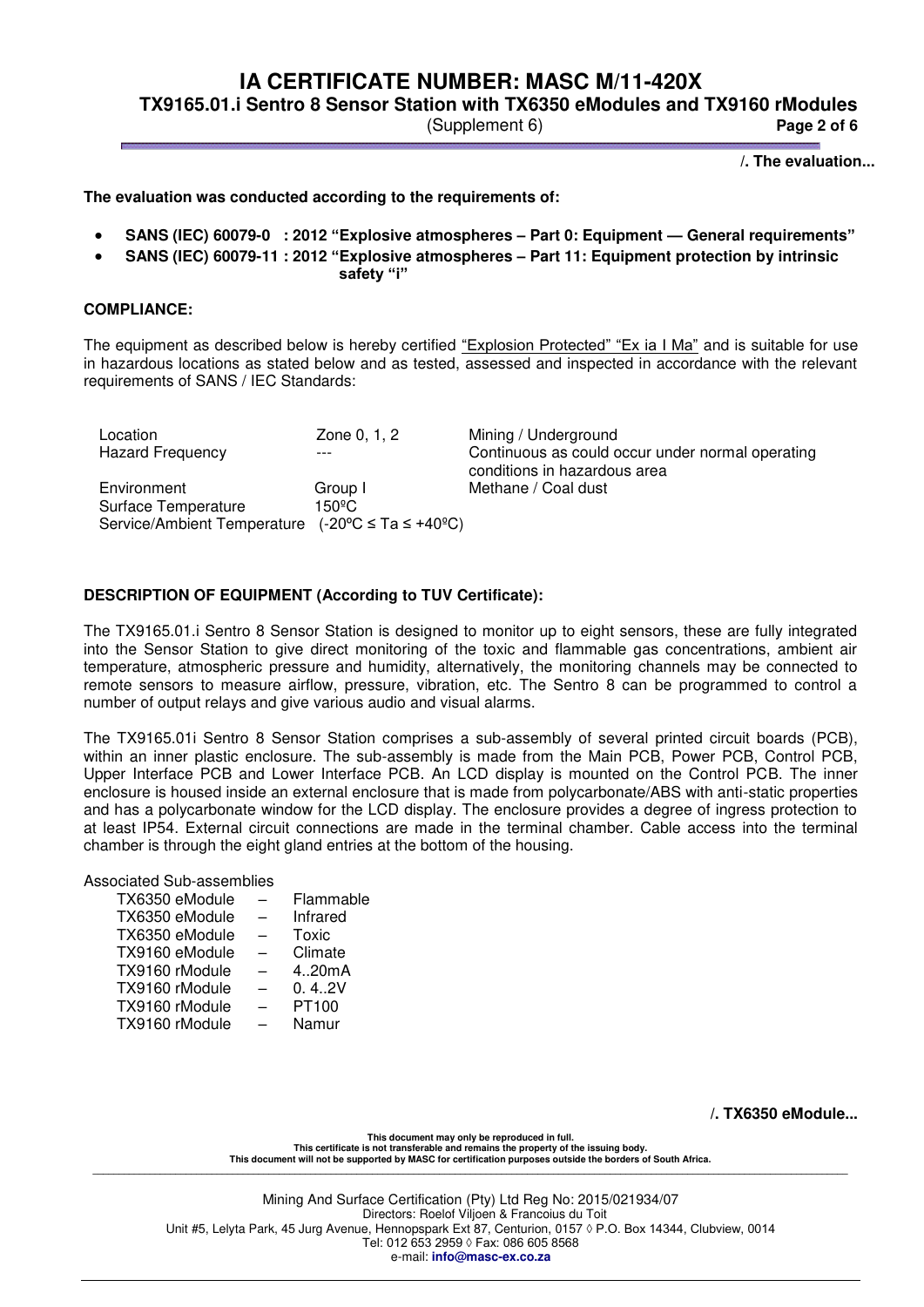**/. The evaluation...**

**The evaluation was conducted according to the requirements of:**

- **SANS (IEC) 60079-0 : 2012 "Explosive atmospheres – Part 0: Equipment — General requirements"**
- **SANS (IEC) 60079-11 : 2012 "Explosive atmospheres – Part 11: Equipment protection by intrinsic safety "i"**

**COMPLIANCE:**

The equipment as described below is hereby certified "Explosion Protected" "Ex ia I Ma" and is suitable for use in hazardous locations as stated below and as tested, assessed and inspected in accordance with the relevant requirements of SANS / IEC Standards:

| | | |
|---|---|---|
| Location | Zone 0, 1, 2 | Mining / Underground |
| Hazard Frequency | --- | Continuous as could occur under normal operating conditions in hazardous area |
| Environment | Group I | Methane / Coal dust |
| Surface Temperature | 150ºC | |
| Service/Ambient Temperature | (-20ºC ≤ Ta ≤ +40ºC) | |

**DESCRIPTION OF EQUIPMENT (According to TUV Certificate):**

The TX9165.01.i Sentro 8 Sensor Station is designed to monitor up to eight sensors, these are fully integrated into the Sensor Station to give direct monitoring of the toxic and flammable gas concentrations, ambient air temperature, atmospheric pressure and humidity, alternatively, the monitoring channels may be connected to remote sensors to measure airflow, pressure, vibration, etc. The Sentro 8 can be programmed to control a number of output relays and give various audio and visual alarms.

The TX9165.01i Sentro 8 Sensor Station comprises a sub-assembly of several printed circuit boards (PCB), within an inner plastic enclosure. The sub-assembly is made from the Main PCB, Power PCB, Control PCB, Upper Interface PCB and Lower Interface PCB. An LCD display is mounted on the Control PCB. The inner enclosure is housed inside an external enclosure that is made from polycarbonate/ABS with anti-static properties and has a polycarbonate window for the LCD display. The enclosure provides a degree of ingress protection to at least IP54. External circuit connections are made in the terminal chamber. Cable access into the terminal chamber is through the eight gland entries at the bottom of the housing.

Associated Sub-assemblies

| | | |
|---|---|---|
| TX6350 eModule | – | Flammable |
| TX6350 eModule | – | Infrared |
| TX6350 eModule | – | Toxic |
| TX9160 eModule | – | Climate |
| TX9160 rModule | – | 4..20mA |
| TX9160 rModule | – | 0. 4..2V |
| TX9160 rModule | – | PT100 |
| TX9160 rModule | – | Namur |

**/. TX6350 eModule...**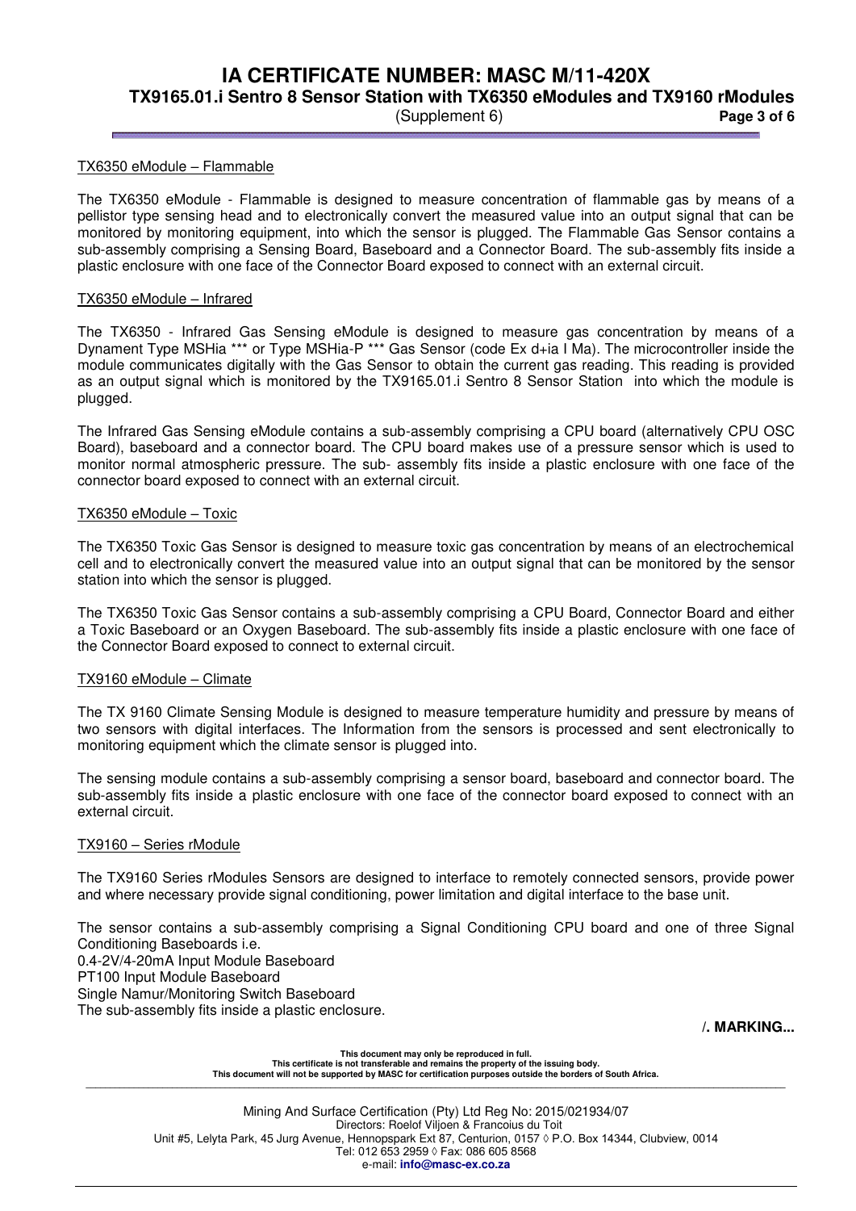TX6350 eModule – Flammable

The TX6350 eModule - Flammable is designed to measure concentration of flammable gas by means of a pellistor type sensing head and to electronically convert the measured value into an output signal that can be monitored by monitoring equipment, into which the sensor is plugged. The Flammable Gas Sensor contains a sub-assembly comprising a Sensing Board, Baseboard and a Connector Board. The sub-assembly fits inside a plastic enclosure with one face of the Connector Board exposed to connect with an external circuit.

TX6350 eModule – Infrared

The TX6350 - Infrared Gas Sensing eModule is designed to measure gas concentration by means of a Dynament Type MSHia *** or Type MSHia-P *** Gas Sensor (code Ex d+ia I Ma). The microcontroller inside the module communicates digitally with the Gas Sensor to obtain the current gas reading. This reading is provided as an output signal which is monitored by the TX9165.01.i Sentro 8 Sensor Station into which the module is plugged.

The Infrared Gas Sensing eModule contains a sub-assembly comprising a CPU board (alternatively CPU OSC Board), baseboard and a connector board. The CPU board makes use of a pressure sensor which is used to monitor normal atmospheric pressure. The sub- assembly fits inside a plastic enclosure with one face of the connector board exposed to connect with an external circuit.

TX6350 eModule – Toxic

The TX6350 Toxic Gas Sensor is designed to measure toxic gas concentration by means of an electrochemical cell and to electronically convert the measured value into an output signal that can be monitored by the sensor station into which the sensor is plugged.

The TX6350 Toxic Gas Sensor contains a sub-assembly comprising a CPU Board, Connector Board and either a Toxic Baseboard or an Oxygen Baseboard. The sub-assembly fits inside a plastic enclosure with one face of the Connector Board exposed to connect to external circuit.

TX9160 eModule – Climate

The TX 9160 Climate Sensing Module is designed to measure temperature humidity and pressure by means of two sensors with digital interfaces. The Information from the sensors is processed and sent electronically to monitoring equipment which the climate sensor is plugged into.

The sensing module contains a sub-assembly comprising a sensor board, baseboard and connector board. The sub-assembly fits inside a plastic enclosure with one face of the connector board exposed to connect with an external circuit.

TX9160 – Series rModule

The TX9160 Series rModules Sensors are designed to interface to remotely connected sensors, provide power and where necessary provide signal conditioning, power limitation and digital interface to the base unit.

The sensor contains a sub-assembly comprising a Signal Conditioning CPU board and one of three Signal Conditioning Baseboards i.e.
0.4-2V/4-20mA Input Module Baseboard
PT100 Input Module Baseboard
Single Namur/Monitoring Switch Baseboard
The sub-assembly fits inside a plastic enclosure.

/. MARKING...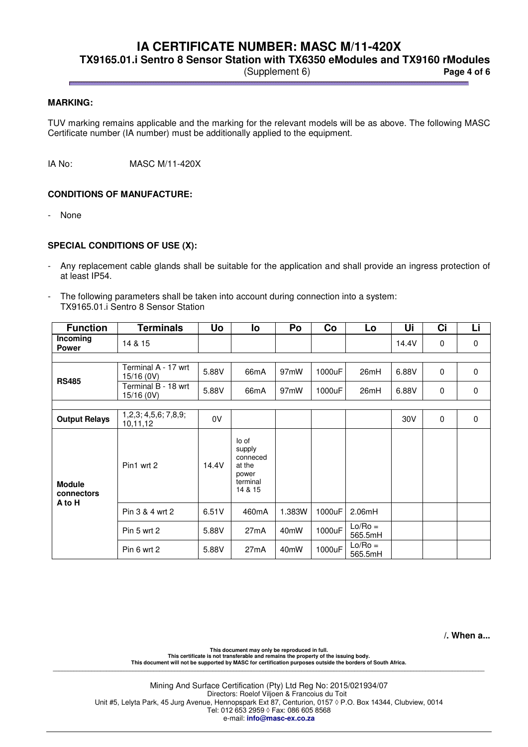**MARKING:**

TUV marking remains applicable and the marking for the relevant models will be as above. The following MASC Certificate number (IA number) must be additionally applied to the equipment.

IA No: MASC M/11-420X

**CONDITIONS OF MANUFACTURE:**

- None

**SPECIAL CONDITIONS OF USE (X):**

- Any replacement cable glands shall be suitable for the application and shall provide an ingress protection of at least IP54.
- The following parameters shall be taken into account during connection into a system:
  TX9165.01.i Sentro 8 Sensor Station

| Function | Terminals | Uo | Io | Po | Co | Lo | Ui | Ci | Li |
|---|---|---|---|---|---|---|---|---|---|
| **Incoming Power** | 14 & 15 | | | | | | 14.4V | 0 | 0 |
| | | | | | | | | | |
| **RS485** | Terminal A - 17 wrt 15/16 (0V) | 5.88V | 66mA | 97mW | 1000uF | 26mH | 6.88V | 0 | 0 |
| | Terminal B - 18 wrt 15/16 (0V) | 5.88V | 66mA | 97mW | 1000uF | 26mH | 6.88V | 0 | 0 |
| | | | | | | | | | |
| **Output Relays** | 1,2,3; 4,5,6; 7,8,9; 10,11,12 | 0V | | | | | 30V | 0 | 0 |
| **Module connectors A to H** | Pin1 wrt 2 | 14.4V | Io of supply conneced at the power terminal 14 & 15 | | | | | | |
| | Pin 3 & 4 wrt 2 | 6.51V | 460mA | 1.383W | 1000uF | 2.06mH | | | |
| | Pin 5 wrt 2 | 5.88V | 27mA | 40mW | 1000uF | Lo/Ro = 565.5mH | | | |
| | Pin 6 wrt 2 | 5.88V | 27mA | 40mW | 1000uF | Lo/Ro = 565.5mH | | | |

**/. When a...**

**This document may only be reproduced in full.**
**This certificate is not transferable and remains the property of the issuing body.**
**This document will not be supported by MASC for certification purposes outside the borders of South Africa.**

Mining And Surface Certification (Pty) Ltd Reg No: 2015/021934/07
Directors: Roelof Viljoen & Francoius du Toit
Unit #5, Lelyta Park, 45 Jurg Avenue, Hennopspark Ext 87, Centurion, 0157 ◊ P.O. Box 14344, Clubview, 0014
Tel: 012 653 2959 ◊ Fax: 086 605 8568
e-mail: **info@masc-ex.co.za**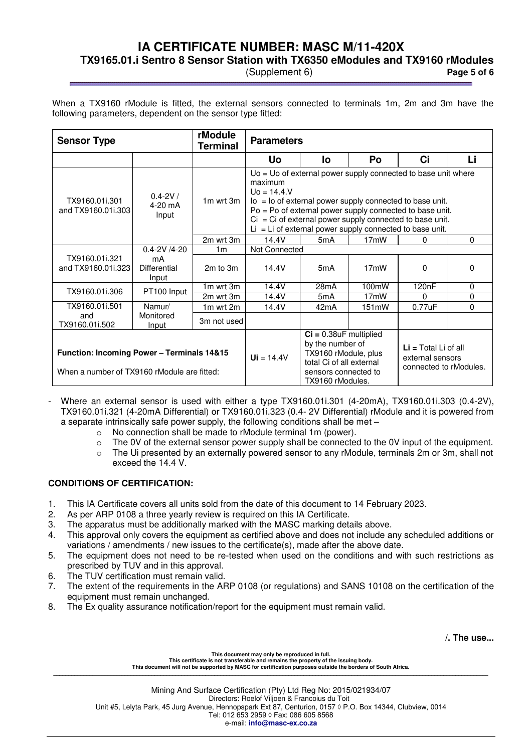When a TX9160 rModule is fitted, the external sensors connected to terminals 1m, 2m and 3m have the following parameters, dependent on the sensor type fitted:

| Sensor Type | | rModule Terminal | Parameters | | | | |
|---|---|---|---|---|---|---|---|
| | | | Uo | Io | Po | Ci | Li |
| TX9160.01i.301 and TX9160.01i.303 | 0.4-2V / 4-20 mA Input | 1m wrt 3m | Uo = Uo of external power supply connected to base unit where maximum Uo = 14.4.V<br>Io = Io of external power supply connected to base unit.<br>Po = Po of external power supply connected to base unit.<br>Ci = Ci of external power supply connected to base unit.<br>Li = Li of external power supply connected to base unit. | | | | |
| | | 2m wrt 3m | 14.4V | 5mA | 17mW | 0 | 0 |
| TX9160.01i.321 and TX9160.01i.323 | 0.4-2V /4-20 mA Differential Input | 1m | Not Connected | | | | |
| | | 2m to 3m | 14.4V | 5mA | 17mW | 0 | 0 |
| TX9160.01i.306 | PT100 Input | 1m wrt 3m | 14.4V | 28mA | 100mW | 120nF | 0 |
| | | 2m wrt 3m | 14.4V | 5mA | 17mW | 0 | 0 |
| TX9160.01i.501 and TX9160.01i.502 | Namur/ Monitored Input | 1m wrt 2m | 14.4V | 42mA | 151mW | 0.77uF | 0 |
| | | 3m not used | | | | | |
| **Function: Incoming Power – Terminals 14&15**<br>When a number of TX9160 rModule are fitted: | | | **Ui** = 14.4V | **Ci** = 0.38uF multiplied by the number of TX9160 rModule, plus total Ci of all external sensors connected to TX9160 rModules. | | **Li** = Total Li of all external sensors connected to rModules. | |

- Where an external sensor is used with either a type TX9160.01i.301 (4-20mA), TX9160.01i.303 (0.4-2V), TX9160.01i.321 (4-20mA Differential) or TX9160.01i.323 (0.4- 2V Differential) rModule and it is powered from a separate intrinsically safe power supply, the following conditions shall be met –
  - No connection shall be made to rModule terminal 1m (power).
  - The 0V of the external sensor power supply shall be connected to the 0V input of the equipment.
  - The Ui presented by an externally powered sensor to any rModule, terminals 2m or 3m, shall not exceed the 14.4 V.

### CONDITIONS OF CERTIFICATION:

1. This IA Certificate covers all units sold from the date of this document to 14 February 2023.
2. As per ARP 0108 a three yearly review is required on this IA Certificate.
3. The apparatus must be additionally marked with the MASC marking details above.
4. This approval only covers the equipment as certified above and does not include any scheduled additions or variations / amendments / new issues to the certificate(s), made after the above date.
5. The equipment does not need to be re-tested when used on the conditions and with such restrictions as prescribed by TUV and in this approval.
6. The TUV certification must remain valid.
7. The extent of the requirements in the ARP 0108 (or regulations) and SANS 10108 on the certification of the equipment must remain unchanged.
8. The Ex quality assurance notification/report for the equipment must remain valid.

**/. The use...**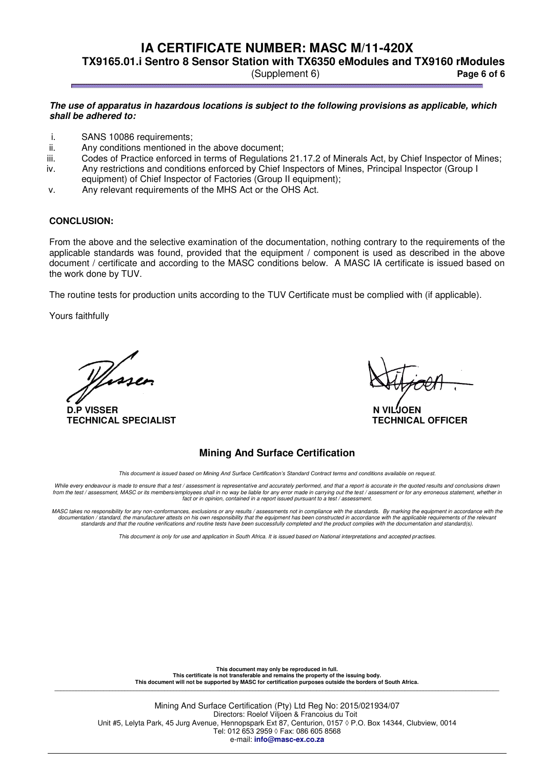***The use of apparatus in hazardous locations is subject to the following provisions as applicable, which shall be adhered to:***

i. SANS 10086 requirements;
ii. Any conditions mentioned in the above document;
iii. Codes of Practice enforced in terms of Regulations 21.17.2 of Minerals Act, by Chief Inspector of Mines;
iv. Any restrictions and conditions enforced by Chief Inspectors of Mines, Principal Inspector (Group I equipment) of Chief Inspector of Factories (Group II equipment);
v. Any relevant requirements of the MHS Act or the OHS Act.

**CONCLUSION:**

From the above and the selective examination of the documentation, nothing contrary to the requirements of the applicable standards was found, provided that the equipment / component is used as described in the above document / certificate and according to the MASC conditions below. A MASC IA certificate is issued based on the work done by TUV.

The routine tests for production units according to the TUV Certificate must be complied with (if applicable).

Yours faithfully

**D.P VISSER**
**TECHNICAL SPECIALIST**

**N VILJOEN**
**TECHNICAL OFFICER**

**Mining And Surface Certification**

*This document is issued based on Mining And Surface Certification's Standard Contract terms and conditions available on request.*

*While every endeavour is made to ensure that a test / assessment is representative and accurately performed, and that a report is accurate in the quoted results and conclusions drawn from the test / assessment, MASC or its members/employees shall in no way be liable for any error made in carrying out the test / assessment or for any erroneous statement, whether in fact or in opinion, contained in a report issued pursuant to a test / assessment.*

*MASC takes no responsibility for any non-conformances, exclusions or any results / assessments not in compliance with the standards. By marking the equipment in accordance with the documentation / standard, the manufacturer attests on his own responsibility that the equipment has been constructed in accordance with the applicable requirements of the relevant standards and that the routine verifications and routine tests have been successfully completed and the product complies with the documentation and standard(s).*

*This document is only for use and application in South Africa. It is issued based on National interpretations and accepted practises.*

**This document may only be reproduced in full.**
**This certificate is not transferable and remains the property of the issuing body.**
**This document will not be supported by MASC for certification purposes outside the borders of South Africa.**

Mining And Surface Certification (Pty) Ltd Reg No: 2015/021934/07
Directors: Roelof Viljoen & Francoius du Toit
Unit #5, Lelyta Park, 45 Jurg Avenue, Hennopspark Ext 87, Centurion, 0157 ◊ P.O. Box 14344, Clubview, 0014
Tel: 012 653 2959 ◊ Fax: 086 605 8568
e-mail: **info@masc-ex.co.za**